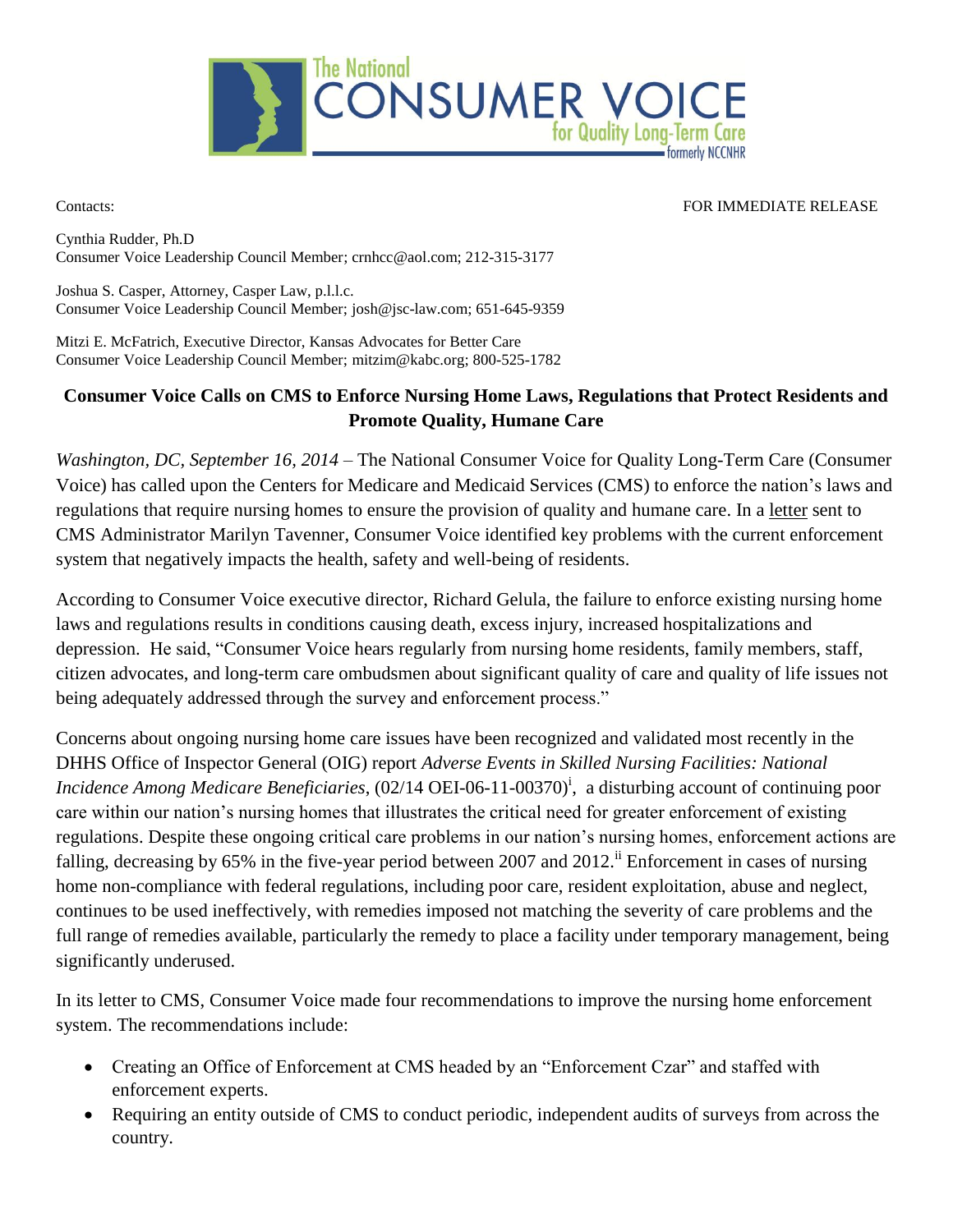The National CONSUMER VOICE for Quality Long-Term Care formerly NCCNHR

Contacts: FOR IMMEDIATE RELEASE

Cynthia Rudder, Ph.D
Consumer Voice Leadership Council Member; crnhcc@aol.com; 212-315-3177

Joshua S. Casper, Attorney, Casper Law, p.l.l.c.
Consumer Voice Leadership Council Member; josh@jsc-law.com; 651-645-9359

Mitzi E. McFatrich, Executive Director, Kansas Advocates for Better Care
Consumer Voice Leadership Council Member; mitzim@kabc.org; 800-525-1782

**Consumer Voice Calls on CMS to Enforce Nursing Home Laws, Regulations that Protect Residents and Promote Quality, Humane Care**

*Washington, DC, September 16, 2014* – The National Consumer Voice for Quality Long-Term Care (Consumer Voice) has called upon the Centers for Medicare and Medicaid Services (CMS) to enforce the nation's laws and regulations that require nursing homes to ensure the provision of quality and humane care. In a letter sent to CMS Administrator Marilyn Tavenner, Consumer Voice identified key problems with the current enforcement system that negatively impacts the health, safety and well-being of residents.

According to Consumer Voice executive director, Richard Gelula, the failure to enforce existing nursing home laws and regulations results in conditions causing death, excess injury, increased hospitalizations and depression. He said, "Consumer Voice hears regularly from nursing home residents, family members, staff, citizen advocates, and long-term care ombudsmen about significant quality of care and quality of life issues not being adequately addressed through the survey and enforcement process."

Concerns about ongoing nursing home care issues have been recognized and validated most recently in the DHHS Office of Inspector General (OIG) report *Adverse Events in Skilled Nursing Facilities: National Incidence Among Medicare Beneficiaries*, (02/14 OEI-06-11-00370)[i], a disturbing account of continuing poor care within our nation's nursing homes that illustrates the critical need for greater enforcement of existing regulations. Despite these ongoing critical care problems in our nation's nursing homes, enforcement actions are falling, decreasing by 65% in the five-year period between 2007 and 2012.[ii] Enforcement in cases of nursing home non-compliance with federal regulations, including poor care, resident exploitation, abuse and neglect, continues to be used ineffectively, with remedies imposed not matching the severity of care problems and the full range of remedies available, particularly the remedy to place a facility under temporary management, being significantly underused.

In its letter to CMS, Consumer Voice made four recommendations to improve the nursing home enforcement system. The recommendations include:

- Creating an Office of Enforcement at CMS headed by an "Enforcement Czar" and staffed with enforcement experts.
- Requiring an entity outside of CMS to conduct periodic, independent audits of surveys from across the country.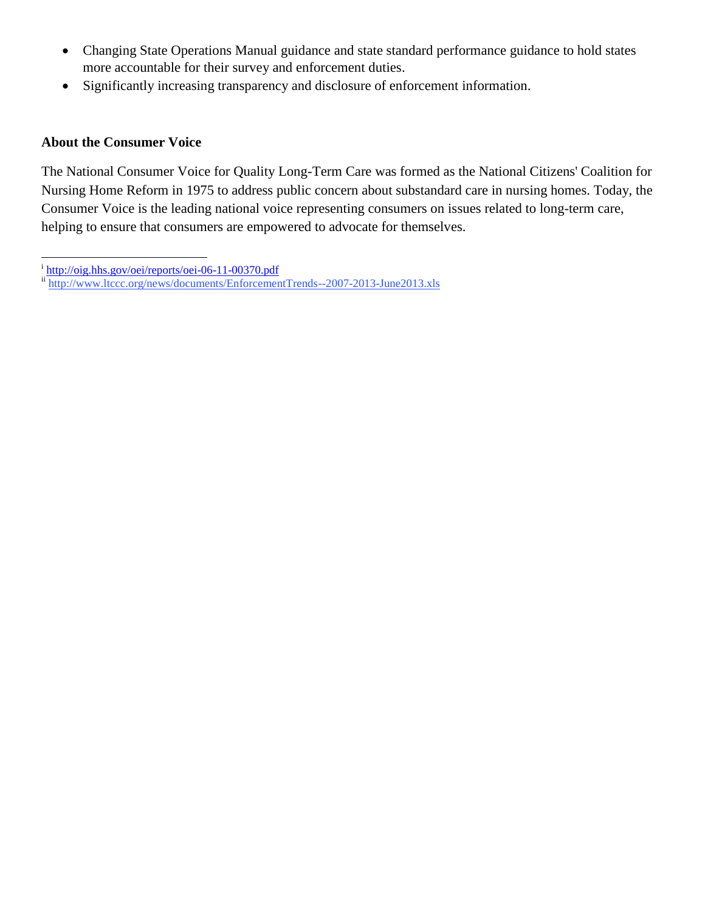- Changing State Operations Manual guidance and state standard performance guidance to hold states more accountable for their survey and enforcement duties.
- Significantly increasing transparency and disclosure of enforcement information.

**About the Consumer Voice**

The National Consumer Voice for Quality Long-Term Care was formed as the National Citizens' Coalition for Nursing Home Reform in 1975 to address public concern about substandard care in nursing homes. Today, the Consumer Voice is the leading national voice representing consumers on issues related to long-term care, helping to ensure that consumers are empowered to advocate for themselves.

---

[i] http://oig.hhs.gov/oei/reports/oei-06-11-00370.pdf

[ii] http://www.ltccc.org/news/documents/EnforcementTrends--2007-2013-June2013.xls